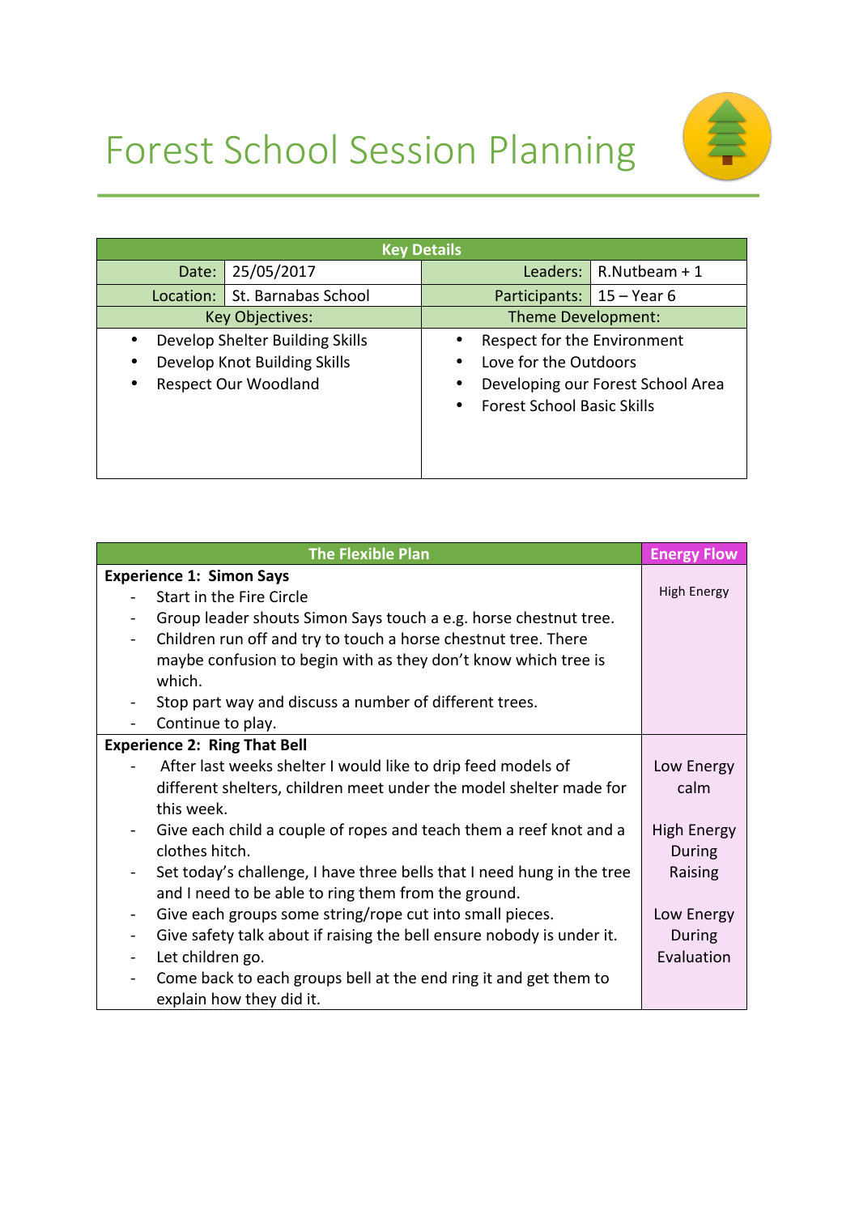# Forest School Session Planning

| Key Details | | | |
|---|---|---|---|
| Date: | 25/05/2017 | Leaders: | R.Nutbeam + 1 |
| Location: | St. Barnabas School | Participants: | 15 – Year 6 |
| Key Objectives: | | Theme Development: | |
| • Develop Shelter Building Skills<br>• Develop Knot Building Skills<br>• Respect Our Woodland | | • Respect for the Environment<br>• Love for the Outdoors<br>• Developing our Forest School Area<br>• Forest School Basic Skills | |

| The Flexible Plan | Energy Flow |
|---|---|
| **Experience 1: Simon Says**<br>- Start in the Fire Circle<br>- Group leader shouts Simon Says touch a e.g. horse chestnut tree.<br>- Children run off and try to touch a horse chestnut tree. There maybe confusion to begin with as they don't know which tree is which.<br>- Stop part way and discuss a number of different trees.<br>- Continue to play. | High Energy |
| **Experience 2: Ring That Bell**<br>- After last weeks shelter I would like to drip feed models of different shelters, children meet under the model shelter made for this week.<br>- Give each child a couple of ropes and teach them a reef knot and a clothes hitch.<br>- Set today's challenge, I have three bells that I need hung in the tree and I need to be able to ring them from the ground.<br>- Give each groups some string/rope cut into small pieces.<br>- Give safety talk about if raising the bell ensure nobody is under it.<br>- Let children go.<br>- Come back to each groups bell at the end ring it and get them to explain how they did it. | Low Energy calm<br><br>High Energy During Raising<br><br>Low Energy During Evaluation |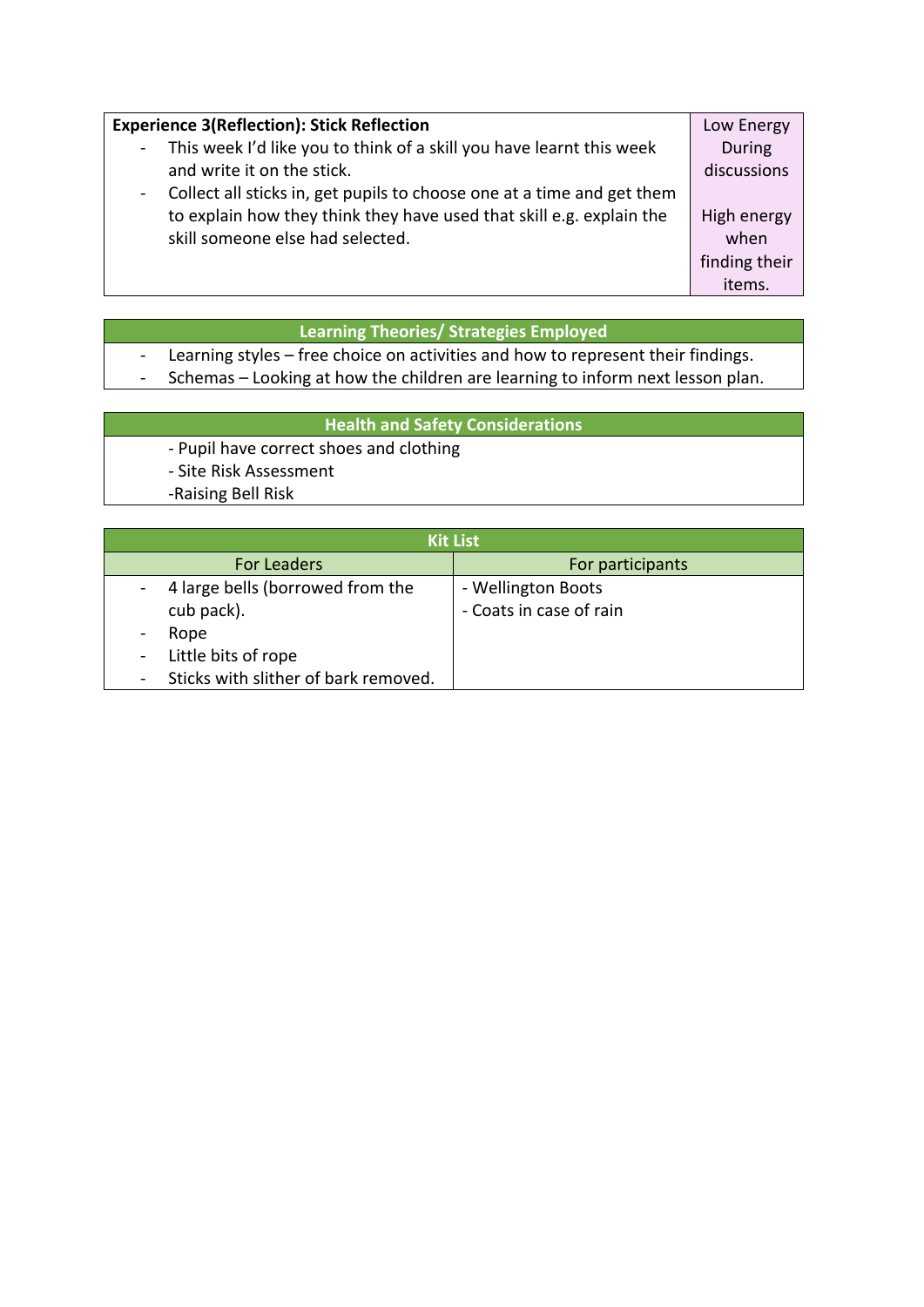| **Experience 3(Reflection): Stick Reflection** | Low Energy During discussions |
|---|---|
| - This week I'd like you to think of a skill you have learnt this week and write it on the stick.<br>- Collect all sticks in, get pupils to choose one at a time and get them to explain how they think they have used that skill e.g. explain the skill someone else had selected. | High energy when finding their items. |

| Learning Theories/ Strategies Employed |
|---|
| - Learning styles – free choice on activities and how to represent their findings.<br>- Schemas – Looking at how the children are learning to inform next lesson plan. |

| Health and Safety Considerations |
|---|
| - Pupil have correct shoes and clothing<br>- Site Risk Assessment<br>-Raising Bell Risk |

| Kit List | |
|---|---|
| For Leaders | For participants |
| - 4 large bells (borrowed from the cub pack).<br>- Rope<br>- Little bits of rope<br>- Sticks with slither of bark removed. | - Wellington Boots<br>- Coats in case of rain |